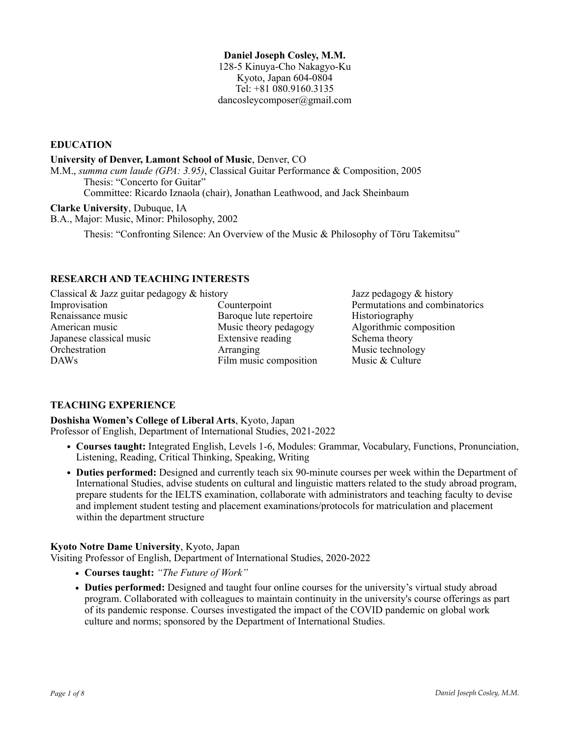**Daniel Joseph Cosley, M.M.**
128-5 Kinuya-Cho Nakagyo-Ku
Kyoto, Japan 604-0804
Tel: +81 080.9160.3135
dancosleycomposer@gmail.com

## EDUCATION

**University of Denver, Lamont School of Music**, Denver, CO
M.M., *summa cum laude (GPA: 3.95)*, Classical Guitar Performance & Composition, 2005
Thesis: "Concerto for Guitar"
Committee: Ricardo Iznaola (chair), Jonathan Leathwood, and Jack Sheinbaum

**Clarke University**, Dubuque, IA
B.A., Major: Music, Minor: Philosophy, 2002
Thesis: "Confronting Silence: An Overview of the Music & Philosophy of Tōru Takemitsu"

## RESEARCH AND TEACHING INTERESTS

Classical & Jazz guitar pedagogy & history
Improvisation
Renaissance music
American music
Japanese classical music
Orchestration
DAWs
Counterpoint
Baroque lute repertoire
Music theory pedagogy
Extensive reading
Arranging
Film music composition
Jazz pedagogy & history
Permutations and combinatorics
Historiography
Algorithmic composition
Schema theory
Music technology
Music & Culture

## TEACHING EXPERIENCE

**Doshisha Women's College of Liberal Arts**, Kyoto, Japan
Professor of English, Department of International Studies, 2021-2022

- **Courses taught:** Integrated English, Levels 1-6, Modules: Grammar, Vocabulary, Functions, Pronunciation, Listening, Reading, Critical Thinking, Speaking, Writing
- **Duties performed:** Designed and currently teach six 90-minute courses per week within the Department of International Studies, advise students on cultural and linguistic matters related to the study abroad program, prepare students for the IELTS examination, collaborate with administrators and teaching faculty to devise and implement student testing and placement examinations/protocols for matriculation and placement within the department structure

**Kyoto Notre Dame University**, Kyoto, Japan
Visiting Professor of English, Department of International Studies, 2020-2022

- **Courses taught:** *"The Future of Work"*
- **Duties performed:** Designed and taught four online courses for the university's virtual study abroad program. Collaborated with colleagues to maintain continuity in the university's course offerings as part of its pandemic response. Courses investigated the impact of the COVID pandemic on global work culture and norms; sponsored by the Department of International Studies.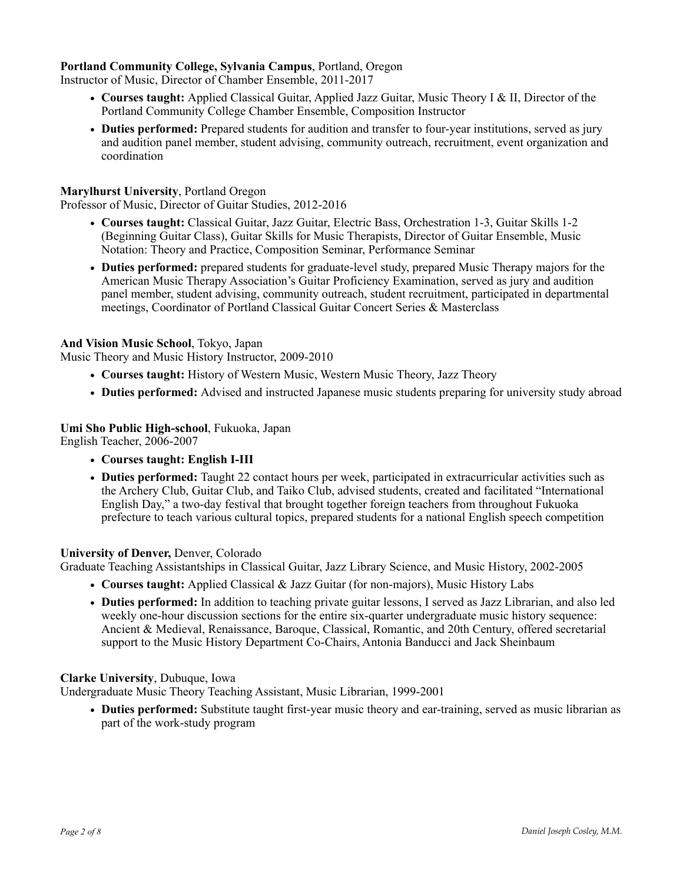**Portland Community College, Sylvania Campus**, Portland, Oregon
Instructor of Music, Director of Chamber Ensemble, 2011-2017

- **Courses taught:** Applied Classical Guitar, Applied Jazz Guitar, Music Theory I & II, Director of the Portland Community College Chamber Ensemble, Composition Instructor
- **Duties performed:** Prepared students for audition and transfer to four-year institutions, served as jury and audition panel member, student advising, community outreach, recruitment, event organization and coordination

**Marylhurst University**, Portland Oregon
Professor of Music, Director of Guitar Studies, 2012-2016

- **Courses taught:** Classical Guitar, Jazz Guitar, Electric Bass, Orchestration 1-3, Guitar Skills 1-2 (Beginning Guitar Class), Guitar Skills for Music Therapists, Director of Guitar Ensemble, Music Notation: Theory and Practice, Composition Seminar, Performance Seminar
- **Duties performed:** prepared students for graduate-level study, prepared Music Therapy majors for the American Music Therapy Association's Guitar Proficiency Examination, served as jury and audition panel member, student advising, community outreach, student recruitment, participated in departmental meetings, Coordinator of Portland Classical Guitar Concert Series & Masterclass

**And Vision Music School**, Tokyo, Japan
Music Theory and Music History Instructor, 2009-2010

- **Courses taught:** History of Western Music, Western Music Theory, Jazz Theory
- **Duties performed:** Advised and instructed Japanese music students preparing for university study abroad

**Umi Sho Public High-school**, Fukuoka, Japan
English Teacher, 2006-2007

- **Courses taught: English I-III**
- **Duties performed:** Taught 22 contact hours per week, participated in extracurricular activities such as the Archery Club, Guitar Club, and Taiko Club, advised students, created and facilitated "International English Day," a two-day festival that brought together foreign teachers from throughout Fukuoka prefecture to teach various cultural topics, prepared students for a national English speech competition

**University of Denver,** Denver, Colorado
Graduate Teaching Assistantships in Classical Guitar, Jazz Library Science, and Music History, 2002-2005

- **Courses taught:** Applied Classical & Jazz Guitar (for non-majors), Music History Labs
- **Duties performed:** In addition to teaching private guitar lessons, I served as Jazz Librarian, and also led weekly one-hour discussion sections for the entire six-quarter undergraduate music history sequence: Ancient & Medieval, Renaissance, Baroque, Classical, Romantic, and 20th Century, offered secretarial support to the Music History Department Co-Chairs, Antonia Banducci and Jack Sheinbaum

**Clarke University**, Dubuque, Iowa
Undergraduate Music Theory Teaching Assistant, Music Librarian, 1999-2001

- **Duties performed:** Substitute taught first-year music theory and ear-training, served as music librarian as part of the work-study program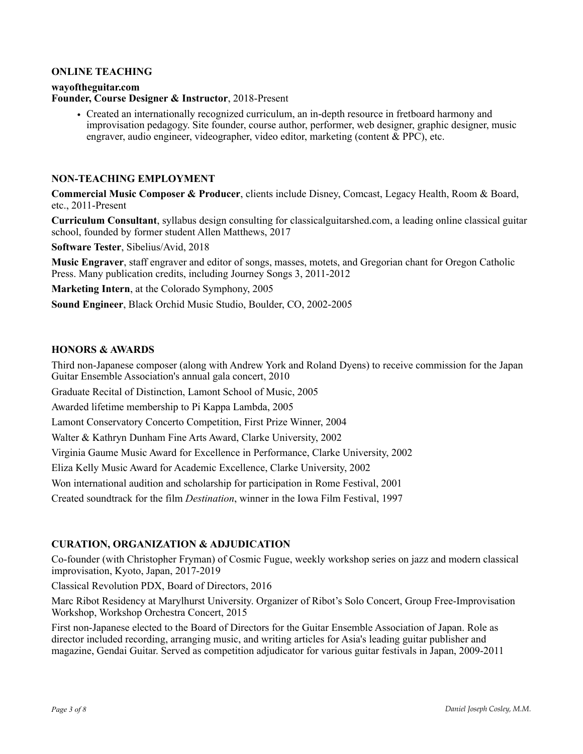## ONLINE TEACHING

**wayoftheguitar.com**
**Founder, Course Designer & Instructor**, 2018-Present

- Created an internationally recognized curriculum, an in-depth resource in fretboard harmony and improvisation pedagogy. Site founder, course author, performer, web designer, graphic designer, music engraver, audio engineer, videographer, video editor, marketing (content & PPC), etc.

## NON-TEACHING EMPLOYMENT

**Commercial Music Composer & Producer**, clients include Disney, Comcast, Legacy Health, Room & Board, etc., 2011-Present

**Curriculum Consultant**, syllabus design consulting for classicalguitarshed.com, a leading online classical guitar school, founded by former student Allen Matthews, 2017

**Software Tester**, Sibelius/Avid, 2018

**Music Engraver**, staff engraver and editor of songs, masses, motets, and Gregorian chant for Oregon Catholic Press. Many publication credits, including Journey Songs 3, 2011-2012

**Marketing Intern**, at the Colorado Symphony, 2005

**Sound Engineer**, Black Orchid Music Studio, Boulder, CO, 2002-2005

## HONORS & AWARDS

Third non-Japanese composer (along with Andrew York and Roland Dyens) to receive commission for the Japan Guitar Ensemble Association's annual gala concert, 2010

Graduate Recital of Distinction, Lamont School of Music, 2005

Awarded lifetime membership to Pi Kappa Lambda, 2005

Lamont Conservatory Concerto Competition, First Prize Winner, 2004

Walter & Kathryn Dunham Fine Arts Award, Clarke University, 2002

Virginia Gaume Music Award for Excellence in Performance, Clarke University, 2002

Eliza Kelly Music Award for Academic Excellence, Clarke University, 2002

Won international audition and scholarship for participation in Rome Festival, 2001

Created soundtrack for the film *Destination*, winner in the Iowa Film Festival, 1997

## CURATION, ORGANIZATION & ADJUDICATION

Co-founder (with Christopher Fryman) of Cosmic Fugue, weekly workshop series on jazz and modern classical improvisation, Kyoto, Japan, 2017-2019

Classical Revolution PDX, Board of Directors, 2016

Marc Ribot Residency at Marylhurst University. Organizer of Ribot's Solo Concert, Group Free-Improvisation Workshop, Workshop Orchestra Concert, 2015

First non-Japanese elected to the Board of Directors for the Guitar Ensemble Association of Japan. Role as director included recording, arranging music, and writing articles for Asia's leading guitar publisher and magazine, Gendai Guitar. Served as competition adjudicator for various guitar festivals in Japan, 2009-2011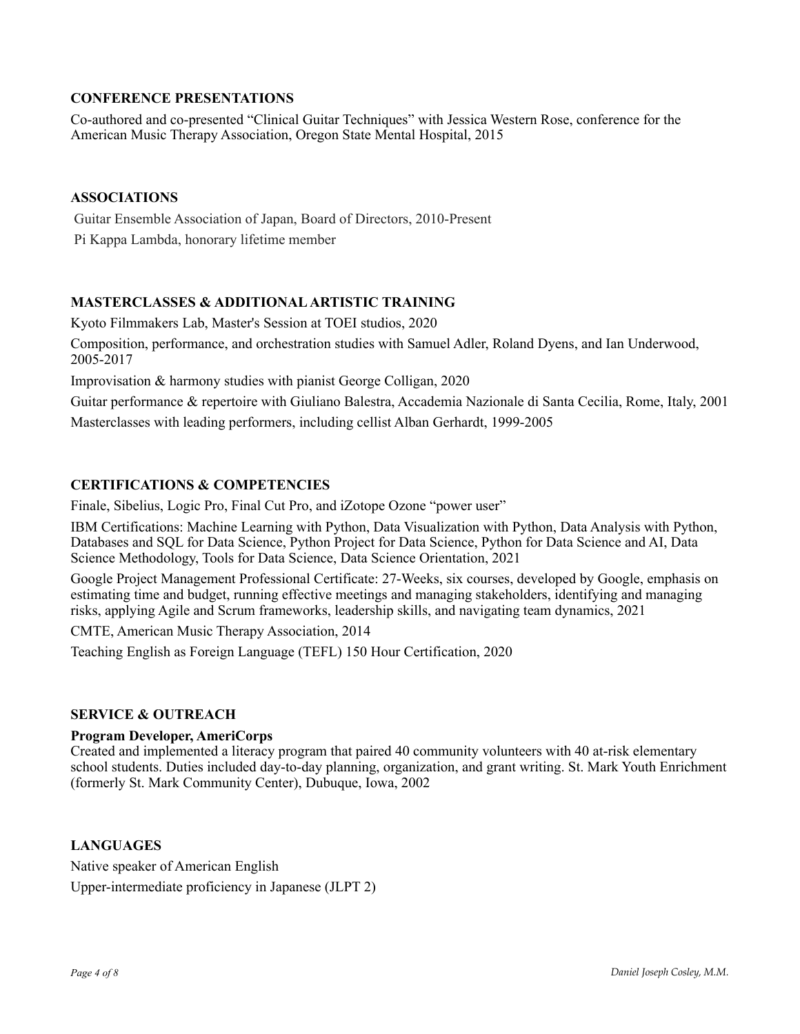## CONFERENCE PRESENTATIONS

Co-authored and co-presented "Clinical Guitar Techniques" with Jessica Western Rose, conference for the American Music Therapy Association, Oregon State Mental Hospital, 2015

## ASSOCIATIONS

Guitar Ensemble Association of Japan, Board of Directors, 2010-Present

Pi Kappa Lambda, honorary lifetime member

## MASTERCLASSES & ADDITIONAL ARTISTIC TRAINING

Kyoto Filmmakers Lab, Master's Session at TOEI studios, 2020

Composition, performance, and orchestration studies with Samuel Adler, Roland Dyens, and Ian Underwood, 2005-2017

Improvisation & harmony studies with pianist George Colligan, 2020

Guitar performance & repertoire with Giuliano Balestra, Accademia Nazionale di Santa Cecilia, Rome, Italy, 2001

Masterclasses with leading performers, including cellist Alban Gerhardt, 1999-2005

## CERTIFICATIONS & COMPETENCIES

Finale, Sibelius, Logic Pro, Final Cut Pro, and iZotope Ozone "power user"

IBM Certifications: Machine Learning with Python, Data Visualization with Python, Data Analysis with Python, Databases and SQL for Data Science, Python Project for Data Science, Python for Data Science and AI, Data Science Methodology, Tools for Data Science, Data Science Orientation, 2021

Google Project Management Professional Certificate: 27-Weeks, six courses, developed by Google, emphasis on estimating time and budget, running effective meetings and managing stakeholders, identifying and managing risks, applying Agile and Scrum frameworks, leadership skills, and navigating team dynamics, 2021

CMTE, American Music Therapy Association, 2014

Teaching English as Foreign Language (TEFL) 150 Hour Certification, 2020

## SERVICE & OUTREACH

**Program Developer, AmeriCorps**

Created and implemented a literacy program that paired 40 community volunteers with 40 at-risk elementary school students. Duties included day-to-day planning, organization, and grant writing. St. Mark Youth Enrichment (formerly St. Mark Community Center), Dubuque, Iowa, 2002

## LANGUAGES

Native speaker of American English

Upper-intermediate proficiency in Japanese (JLPT 2)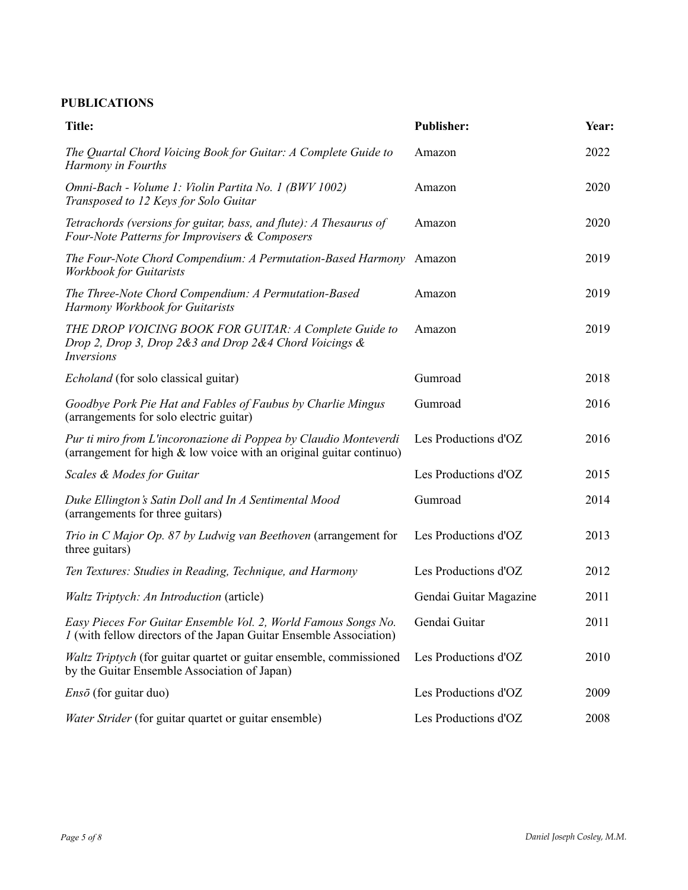**PUBLICATIONS**

| **Title:** | **Publisher:** | **Year:** |
| --- | --- | --- |
| *The Quartal Chord Voicing Book for Guitar: A Complete Guide to Harmony in Fourths* | Amazon | 2022 |
| *Omni-Bach - Volume 1: Violin Partita No. 1 (BWV 1002) Transposed to 12 Keys for Solo Guitar* | Amazon | 2020 |
| *Tetrachords (versions for guitar, bass, and flute): A Thesaurus of Four-Note Patterns for Improvisers & Composers* | Amazon | 2020 |
| *The Four-Note Chord Compendium: A Permutation-Based Harmony Workbook for Guitarists* | Amazon | 2019 |
| *The Three-Note Chord Compendium: A Permutation-Based Harmony Workbook for Guitarists* | Amazon | 2019 |
| *THE DROP VOICING BOOK FOR GUITAR: A Complete Guide to Drop 2, Drop 3, Drop 2&3 and Drop 2&4 Chord Voicings & Inversions* | Amazon | 2019 |
| *Echoland* (for solo classical guitar) | Gumroad | 2018 |
| *Goodbye Pork Pie Hat and Fables of Faubus by Charlie Mingus* (arrangements for solo electric guitar) | Gumroad | 2016 |
| *Pur ti miro from L'incoronazione di Poppea by Claudio Monteverdi* (arrangement for high & low voice with an original guitar continuo) | Les Productions d'OZ | 2016 |
| *Scales & Modes for Guitar* | Les Productions d'OZ | 2015 |
| *Duke Ellington's Satin Doll and In A Sentimental Mood* (arrangements for three guitars) | Gumroad | 2014 |
| *Trio in C Major Op. 87 by Ludwig van Beethoven* (arrangement for three guitars) | Les Productions d'OZ | 2013 |
| *Ten Textures: Studies in Reading, Technique, and Harmony* | Les Productions d'OZ | 2012 |
| *Waltz Triptych: An Introduction* (article) | Gendai Guitar Magazine | 2011 |
| *Easy Pieces For Guitar Ensemble Vol. 2, World Famous Songs No. 1* (with fellow directors of the Japan Guitar Ensemble Association) | Gendai Guitar | 2011 |
| *Waltz Triptych* (for guitar quartet or guitar ensemble, commissioned by the Guitar Ensemble Association of Japan) | Les Productions d'OZ | 2010 |
| *Ensō* (for guitar duo) | Les Productions d'OZ | 2009 |
| *Water Strider* (for guitar quartet or guitar ensemble) | Les Productions d'OZ | 2008 |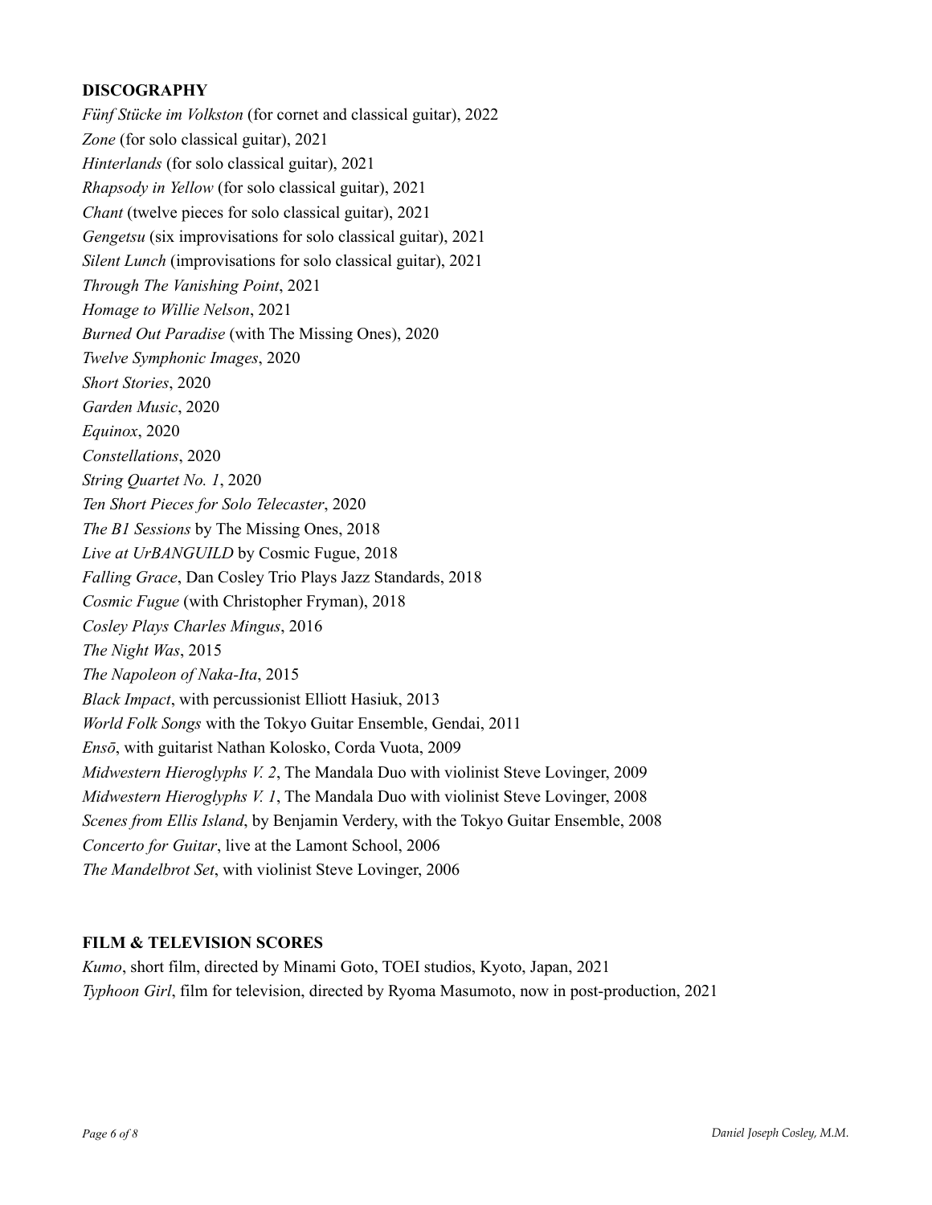**DISCOGRAPHY**

*Fünf Stücke im Volkston* (for cornet and classical guitar), 2022
*Zone* (for solo classical guitar), 2021
*Hinterlands* (for solo classical guitar), 2021
*Rhapsody in Yellow* (for solo classical guitar), 2021
*Chant* (twelve pieces for solo classical guitar), 2021
*Gengetsu* (six improvisations for solo classical guitar), 2021
*Silent Lunch* (improvisations for solo classical guitar), 2021
*Through The Vanishing Point*, 2021
*Homage to Willie Nelson*, 2021
*Burned Out Paradise* (with The Missing Ones), 2020
*Twelve Symphonic Images*, 2020
*Short Stories*, 2020
*Garden Music*, 2020
*Equinox*, 2020
*Constellations*, 2020
*String Quartet No. 1*, 2020
*Ten Short Pieces for Solo Telecaster*, 2020
*The B1 Sessions* by The Missing Ones, 2018
*Live at UrBANGUILD* by Cosmic Fugue, 2018
*Falling Grace*, Dan Cosley Trio Plays Jazz Standards, 2018
*Cosmic Fugue* (with Christopher Fryman), 2018
*Cosley Plays Charles Mingus*, 2016
*The Night Was*, 2015
*The Napoleon of Naka-Ita*, 2015
*Black Impact*, with percussionist Elliott Hasiuk, 2013
*World Folk Songs* with the Tokyo Guitar Ensemble, Gendai, 2011
*Ensō*, with guitarist Nathan Kolosko, Corda Vuota, 2009
*Midwestern Hieroglyphs V. 2*, The Mandala Duo with violinist Steve Lovinger, 2009
*Midwestern Hieroglyphs V. 1*, The Mandala Duo with violinist Steve Lovinger, 2008
*Scenes from Ellis Island*, by Benjamin Verdery, with the Tokyo Guitar Ensemble, 2008
*Concerto for Guitar*, live at the Lamont School, 2006
*The Mandelbrot Set*, with violinist Steve Lovinger, 2006

**FILM & TELEVISION SCORES**

*Kumo*, short film, directed by Minami Goto, TOEI studios, Kyoto, Japan, 2021
*Typhoon Girl*, film for television, directed by Ryoma Masumoto, now in post-production, 2021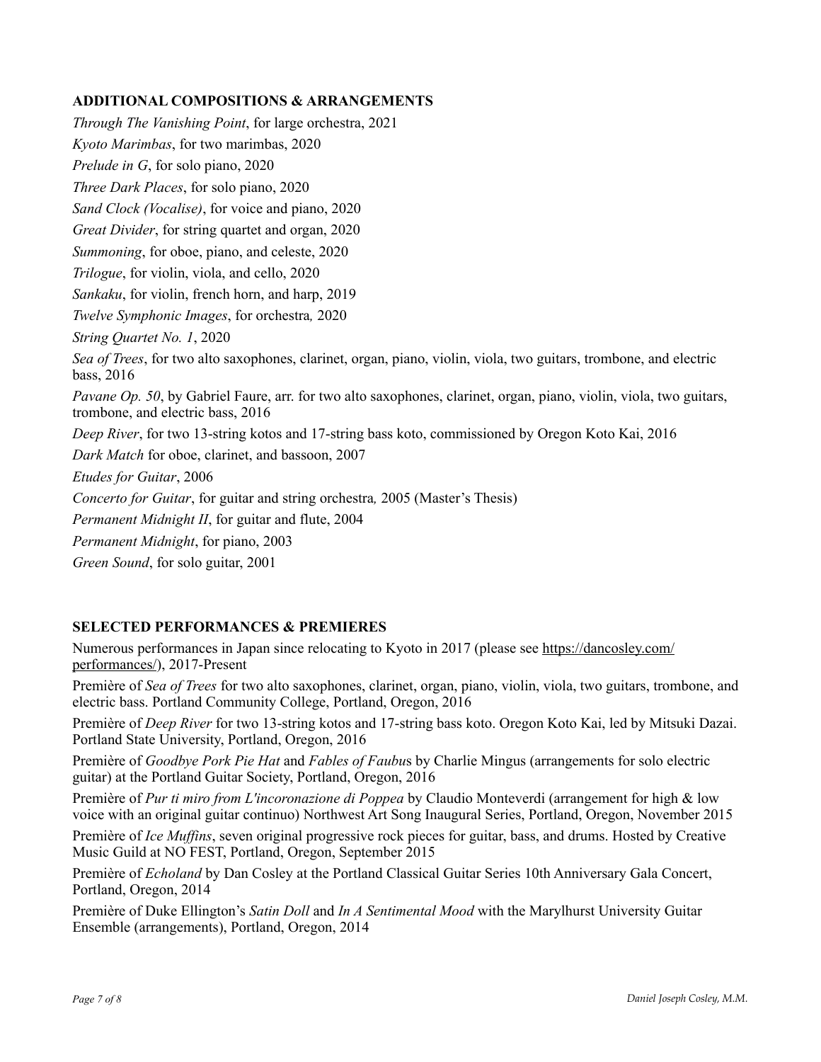## ADDITIONAL COMPOSITIONS & ARRANGEMENTS

*Through The Vanishing Point*, for large orchestra, 2021

*Kyoto Marimbas*, for two marimbas, 2020

*Prelude in G*, for solo piano, 2020

*Three Dark Places*, for solo piano, 2020

*Sand Clock (Vocalise)*, for voice and piano, 2020

*Great Divider*, for string quartet and organ, 2020

*Summoning*, for oboe, piano, and celeste, 2020

*Trilogue*, for violin, viola, and cello, 2020

*Sankaku*, for violin, french horn, and harp, 2019

*Twelve Symphonic Images*, for orchestra, 2020

*String Quartet No. 1*, 2020

*Sea of Trees*, for two alto saxophones, clarinet, organ, piano, violin, viola, two guitars, trombone, and electric bass, 2016

*Pavane Op. 50*, by Gabriel Faure, arr. for two alto saxophones, clarinet, organ, piano, violin, viola, two guitars, trombone, and electric bass, 2016

*Deep River*, for two 13-string kotos and 17-string bass koto, commissioned by Oregon Koto Kai, 2016

*Dark Match* for oboe, clarinet, and bassoon, 2007

*Etudes for Guitar*, 2006

*Concerto for Guitar*, for guitar and string orchestra, 2005 (Master's Thesis)

*Permanent Midnight II*, for guitar and flute, 2004

*Permanent Midnight*, for piano, 2003

*Green Sound*, for solo guitar, 2001

## SELECTED PERFORMANCES & PREMIERES

Numerous performances in Japan since relocating to Kyoto in 2017 (please see https://dancosley.com/performances/), 2017-Present

Première of *Sea of Trees* for two alto saxophones, clarinet, organ, piano, violin, viola, two guitars, trombone, and electric bass. Portland Community College, Portland, Oregon, 2016

Première of *Deep River* for two 13-string kotos and 17-string bass koto. Oregon Koto Kai, led by Mitsuki Dazai. Portland State University, Portland, Oregon, 2016

Première of *Goodbye Pork Pie Hat* and *Fables of Faubu*s by Charlie Mingus (arrangements for solo electric guitar) at the Portland Guitar Society, Portland, Oregon, 2016

Première of *Pur ti miro from L'incoronazione di Poppea* by Claudio Monteverdi (arrangement for high & low voice with an original guitar continuo) Northwest Art Song Inaugural Series, Portland, Oregon, November 2015

Première of *Ice Muffins*, seven original progressive rock pieces for guitar, bass, and drums. Hosted by Creative Music Guild at NO FEST, Portland, Oregon, September 2015

Première of *Echoland* by Dan Cosley at the Portland Classical Guitar Series 10th Anniversary Gala Concert, Portland, Oregon, 2014

Première of Duke Ellington's *Satin Doll* and *In A Sentimental Mood* with the Marylhurst University Guitar Ensemble (arrangements), Portland, Oregon, 2014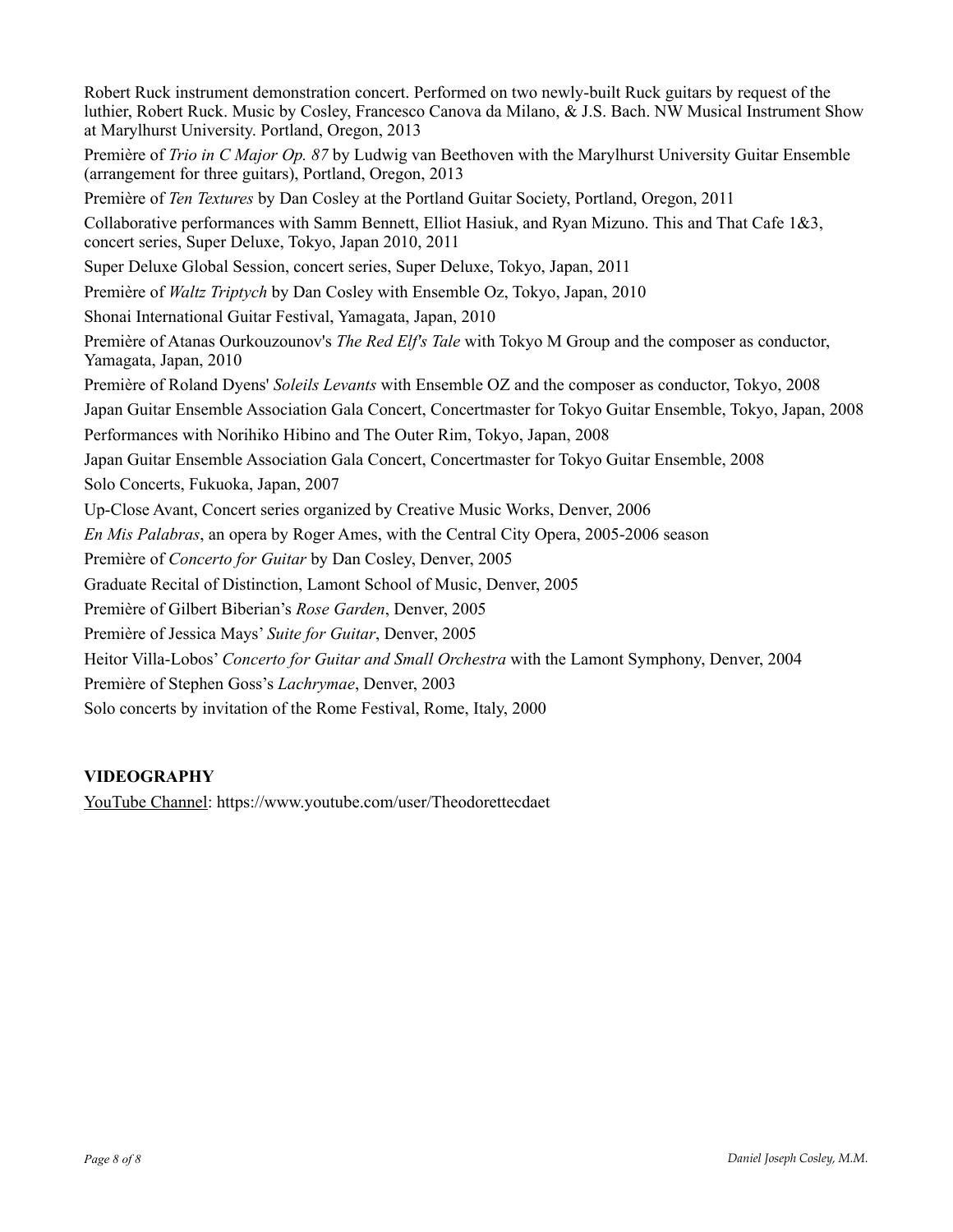Robert Ruck instrument demonstration concert. Performed on two newly-built Ruck guitars by request of the luthier, Robert Ruck. Music by Cosley, Francesco Canova da Milano, & J.S. Bach. NW Musical Instrument Show at Marylhurst University. Portland, Oregon, 2013

Première of *Trio in C Major Op. 87* by Ludwig van Beethoven with the Marylhurst University Guitar Ensemble (arrangement for three guitars), Portland, Oregon, 2013

Première of *Ten Textures* by Dan Cosley at the Portland Guitar Society, Portland, Oregon, 2011

Collaborative performances with Samm Bennett, Elliot Hasiuk, and Ryan Mizuno. This and That Cafe 1&3, concert series, Super Deluxe, Tokyo, Japan 2010, 2011

Super Deluxe Global Session, concert series, Super Deluxe, Tokyo, Japan, 2011

Première of *Waltz Triptych* by Dan Cosley with Ensemble Oz, Tokyo, Japan, 2010

Shonai International Guitar Festival, Yamagata, Japan, 2010

Première of Atanas Ourkouzounov's *The Red Elf's Tale* with Tokyo M Group and the composer as conductor, Yamagata, Japan, 2010

Première of Roland Dyens' *Soleils Levants* with Ensemble OZ and the composer as conductor, Tokyo, 2008

Japan Guitar Ensemble Association Gala Concert, Concertmaster for Tokyo Guitar Ensemble, Tokyo, Japan, 2008

Performances with Norihiko Hibino and The Outer Rim, Tokyo, Japan, 2008

Japan Guitar Ensemble Association Gala Concert, Concertmaster for Tokyo Guitar Ensemble, 2008

Solo Concerts, Fukuoka, Japan, 2007

Up-Close Avant, Concert series organized by Creative Music Works, Denver, 2006

*En Mis Palabras*, an opera by Roger Ames, with the Central City Opera, 2005-2006 season

Première of *Concerto for Guitar* by Dan Cosley, Denver, 2005

Graduate Recital of Distinction, Lamont School of Music, Denver, 2005

Première of Gilbert Biberian's *Rose Garden*, Denver, 2005

Première of Jessica Mays' *Suite for Guitar*, Denver, 2005

Heitor Villa-Lobos' *Concerto for Guitar and Small Orchestra* with the Lamont Symphony, Denver, 2004

Première of Stephen Goss's *Lachrymae*, Denver, 2003

Solo concerts by invitation of the Rome Festival, Rome, Italy, 2000

**VIDEOGRAPHY**

YouTube Channel: https://www.youtube.com/user/Theodorettecdaet